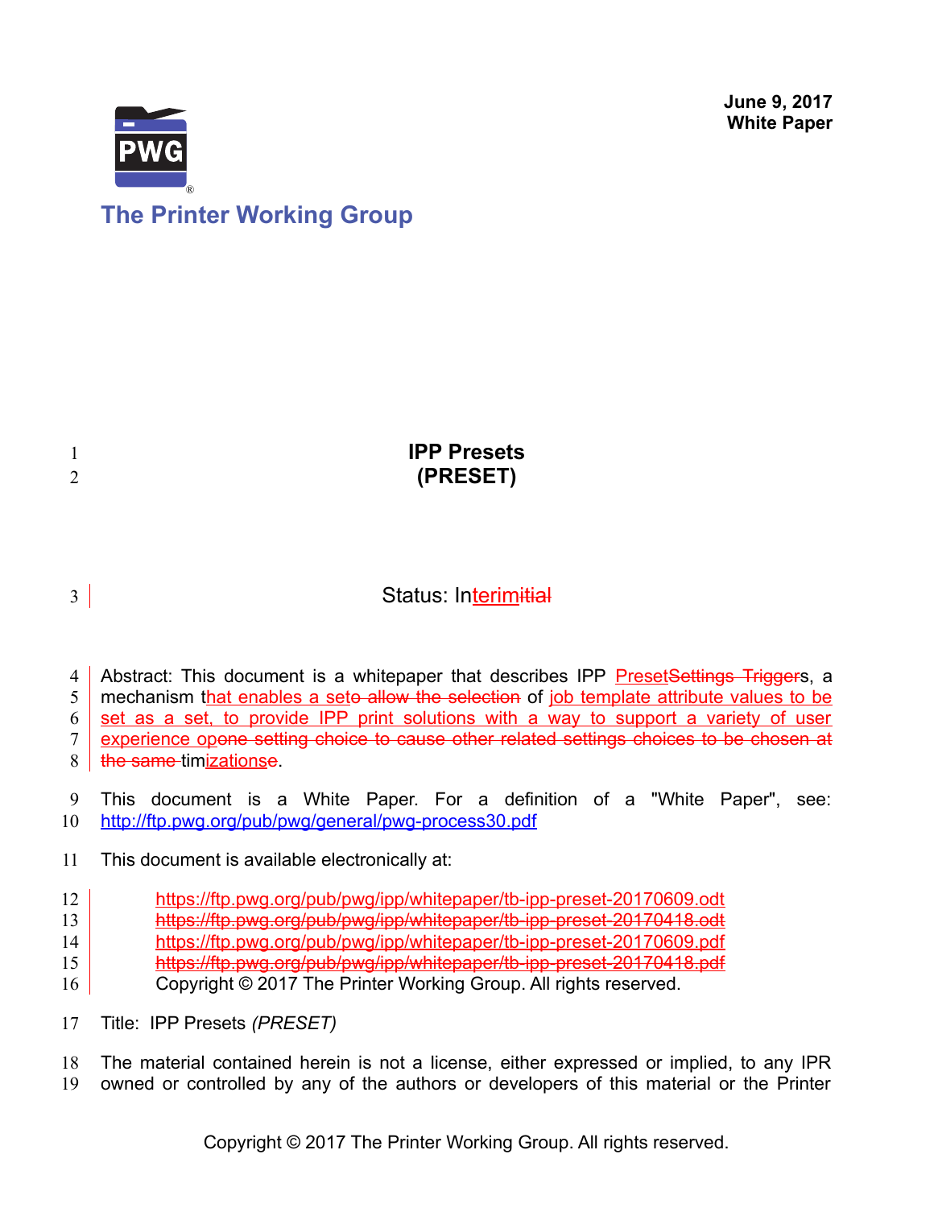June 9, 2017
**White Paper**

**The Printer Working Group**

# IPP Presets
# (PRESET)

Status: Interim~~itial~~

Abstract: This document is a whitepaper that describes IPP Preset~~Settings Trigger~~s, a mechanism that enables a set~~o allow the selection~~ of job template attribute values to be set as a set, to provide IPP print solutions with a way to support a variety of user experience op~~one setting choice to cause other related settings choices to be chosen at the same ~~timizations~~e~~.

This document is a White Paper. For a definition of a "White Paper", see: http://ftp.pwg.org/pub/pwg/general/pwg-process30.pdf

This document is available electronically at:

https://ftp.pwg.org/pub/pwg/ipp/whitepaper/tb-ipp-preset-20170609.odt
~~https://ftp.pwg.org/pub/pwg/ipp/whitepaper/tb-ipp-preset-20170418.odt~~
https://ftp.pwg.org/pub/pwg/ipp/whitepaper/tb-ipp-preset-20170609.pdf
~~https://ftp.pwg.org/pub/pwg/ipp/whitepaper/tb-ipp-preset-20170418.pdf~~
Copyright © 2017 The Printer Working Group. All rights reserved.

Title: IPP Presets *(PRESET)*

The material contained herein is not a license, either expressed or implied, to any IPR owned or controlled by any of the authors or developers of this material or the Printer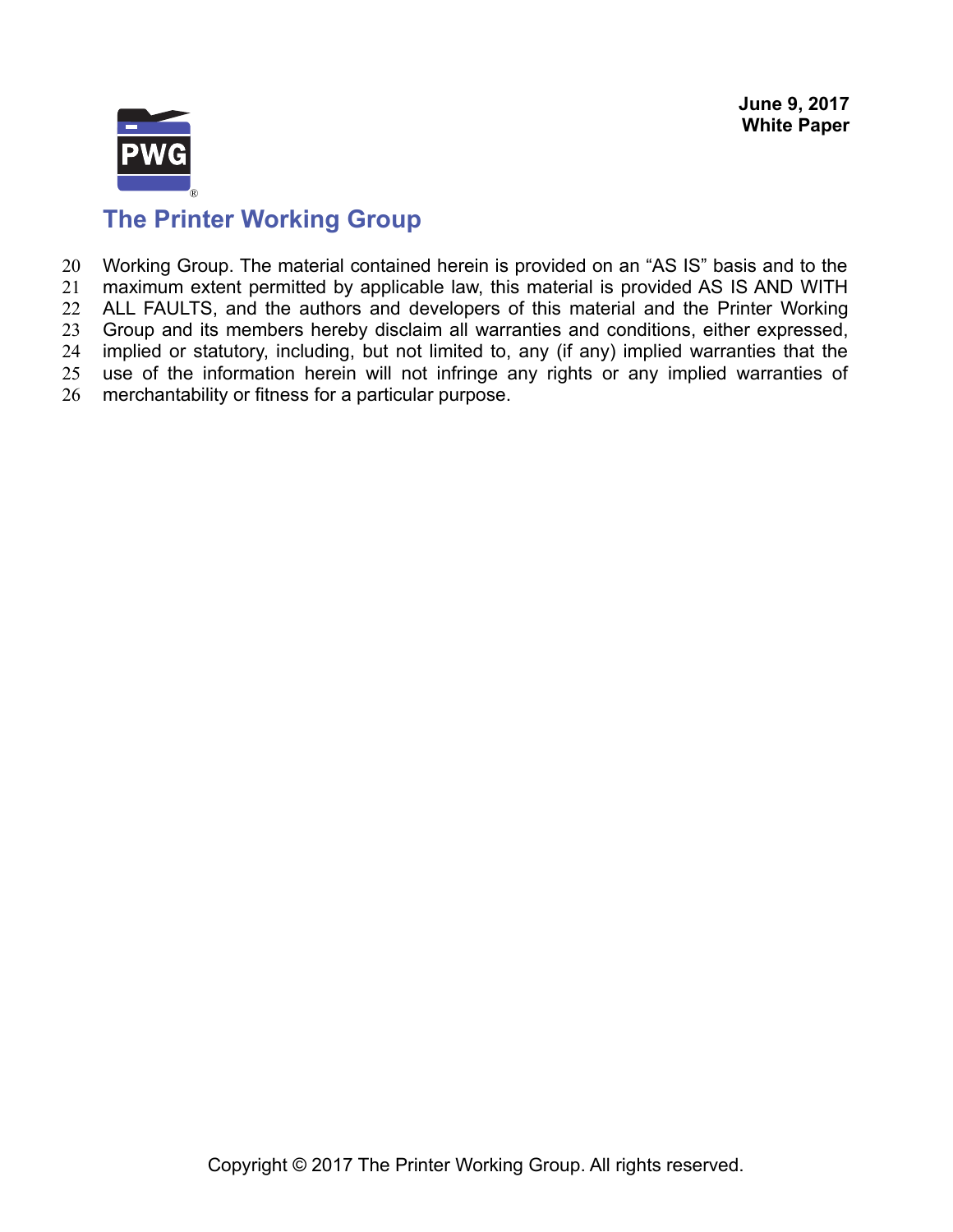Working Group. The material contained herein is provided on an "AS IS" basis and to the maximum extent permitted by applicable law, this material is provided AS IS AND WITH ALL FAULTS, and the authors and developers of this material and the Printer Working Group and its members hereby disclaim all warranties and conditions, either expressed, implied or statutory, including, but not limited to, any (if any) implied warranties that the use of the information herein will not infringe any rights or any implied warranties of merchantability or fitness for a particular purpose.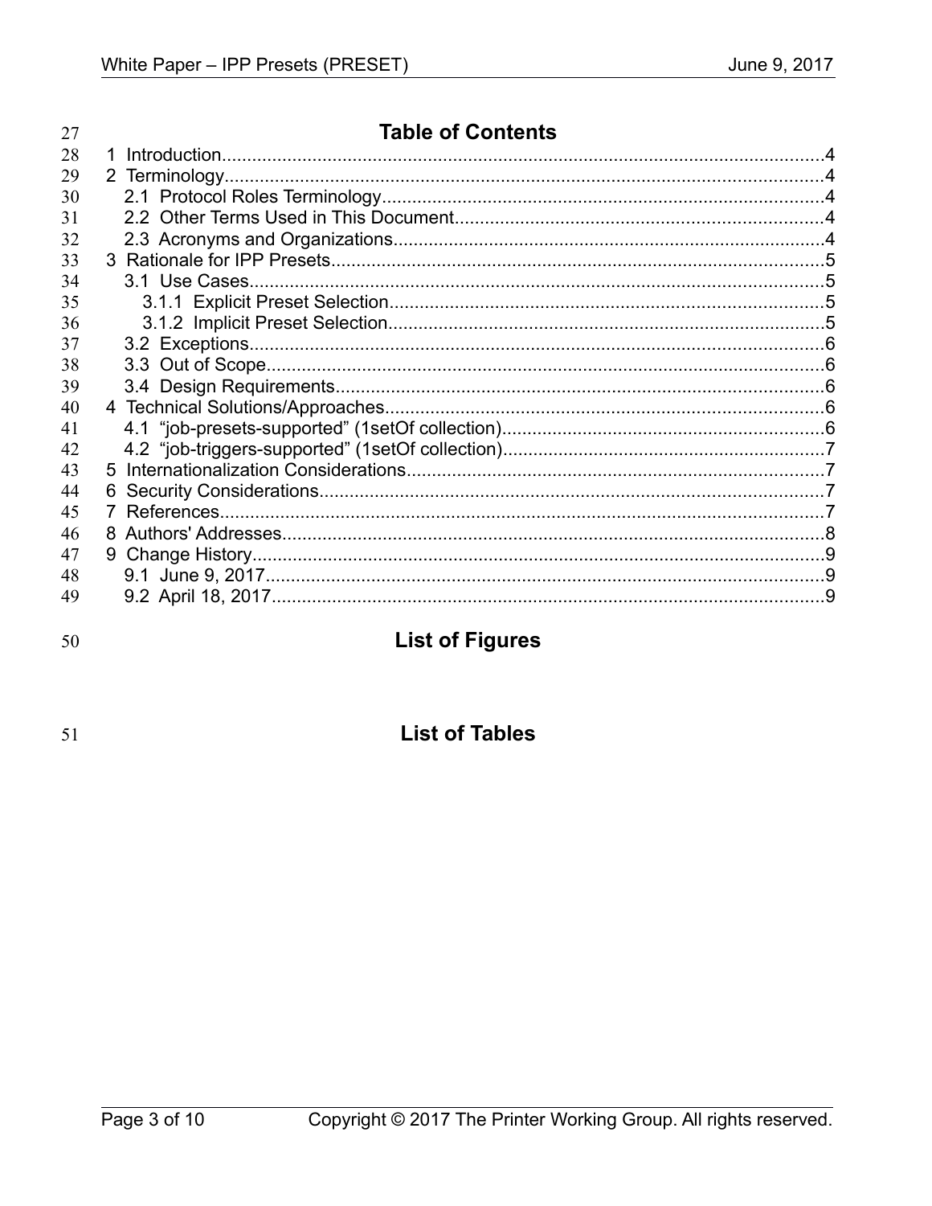## Table of Contents

1 Introduction........................................................................................................................4
2 Terminology........................................................................................................................4
  2.1 Protocol Roles Terminology........................................................................................4
  2.2 Other Terms Used in This Document.........................................................................4
  2.3 Acronyms and Organizations.....................................................................................4
3 Rationale for IPP Presets..................................................................................................5
  3.1 Use Cases..................................................................................................................5
    3.1.1 Explicit Preset Selection......................................................................................5
    3.1.2 Implicit Preset Selection......................................................................................5
  3.2 Exceptions..................................................................................................................6
  3.3 Out of Scope...............................................................................................................6
  3.4 Design Requirements..................................................................................................6
4 Technical Solutions/Approaches.......................................................................................6
  4.1 “job-presets-supported” (1setOf collection)................................................................6
  4.2 “job-triggers-supported” (1setOf collection)................................................................7
5 Internationalization Considerations...................................................................................7
6 Security Considerations....................................................................................................7
7 References........................................................................................................................7
8 Authors' Addresses............................................................................................................8
9 Change History..................................................................................................................9
  9.1 June 9, 2017...............................................................................................................9
  9.2 April 18, 2017.............................................................................................................9

## List of Figures

## List of Tables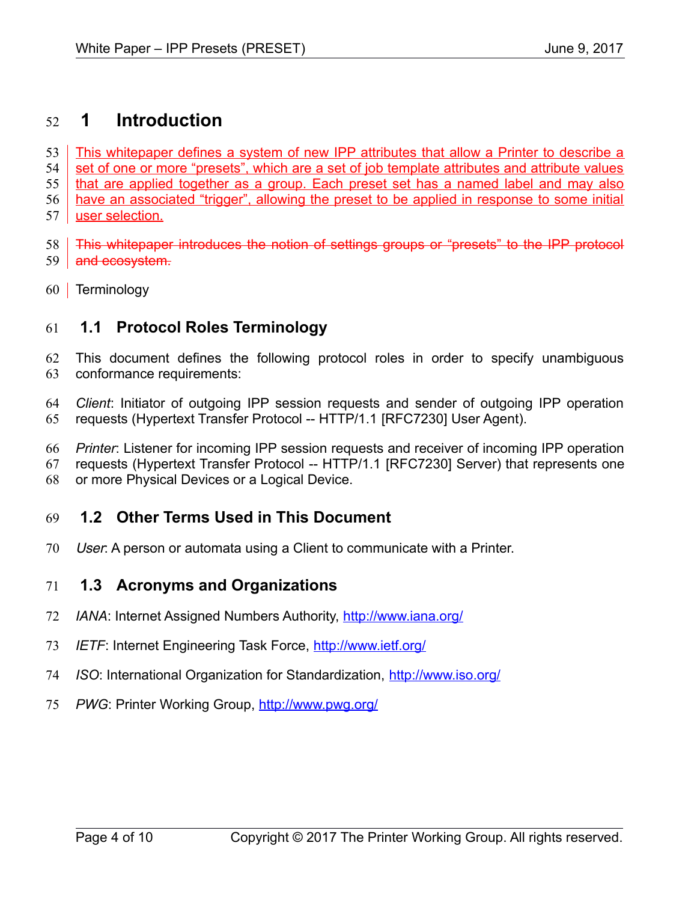# 1 Introduction

This whitepaper defines a system of new IPP attributes that allow a Printer to describe a set of one or more “presets”, which are a set of job template attributes and attribute values that are applied together as a group. Each preset set has a named label and may also have an associated “trigger”, allowing the preset to be applied in response to some initial user selection.

~~This whitepaper introduces the notion of settings groups or “presets” to the IPP protocol and ecosystem.~~

Terminology

## 1.1 Protocol Roles Terminology

This document defines the following protocol roles in order to specify unambiguous conformance requirements:

*Client*: Initiator of outgoing IPP session requests and sender of outgoing IPP operation requests (Hypertext Transfer Protocol -- HTTP/1.1 [RFC7230] User Agent).

*Printer*: Listener for incoming IPP session requests and receiver of incoming IPP operation requests (Hypertext Transfer Protocol -- HTTP/1.1 [RFC7230] Server) that represents one or more Physical Devices or a Logical Device.

## 1.2 Other Terms Used in This Document

*User*: A person or automata using a Client to communicate with a Printer.

## 1.3 Acronyms and Organizations

*IANA*: Internet Assigned Numbers Authority, http://www.iana.org/

*IETF*: Internet Engineering Task Force, http://www.ietf.org/

*ISO*: International Organization for Standardization, http://www.iso.org/

*PWG*: Printer Working Group, http://www.pwg.org/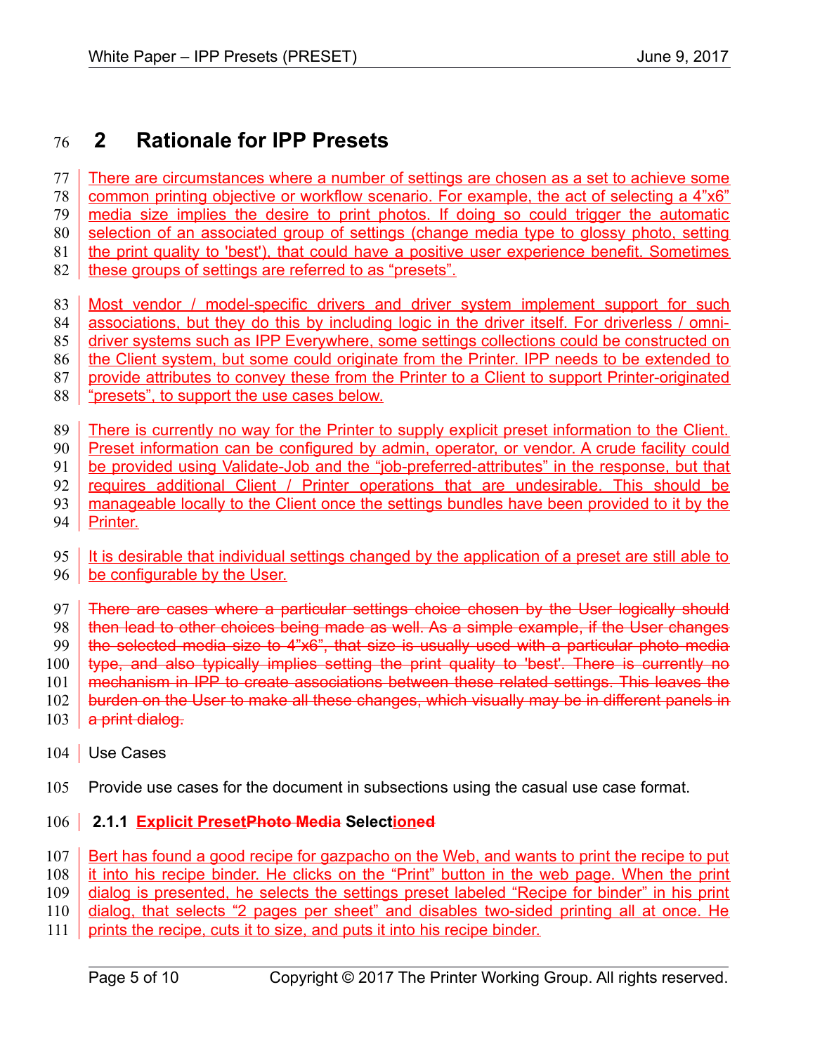# 2 Rationale for IPP Presets

There are circumstances where a number of settings are chosen as a set to achieve some common printing objective or workflow scenario. For example, the act of selecting a 4"x6" media size implies the desire to print photos. If doing so could trigger the automatic selection of an associated group of settings (change media type to glossy photo, setting the print quality to 'best'), that could have a positive user experience benefit. Sometimes these groups of settings are referred to as "presets".

Most vendor / model-specific drivers and driver system implement support for such associations, but they do this by including logic in the driver itself. For driverless / omni-driver systems such as IPP Everywhere, some settings collections could be constructed on the Client system, but some could originate from the Printer. IPP needs to be extended to provide attributes to convey these from the Printer to a Client to support Printer-originated "presets", to support the use cases below.

There is currently no way for the Printer to supply explicit preset information to the Client. Preset information can be configured by admin, operator, or vendor. A crude facility could be provided using Validate-Job and the "job-preferred-attributes" in the response, but that requires additional Client / Printer operations that are undesirable. This should be manageable locally to the Client once the settings bundles have been provided to it by the Printer.

It is desirable that individual settings changed by the application of a preset are still able to be configurable by the User.

~~There are cases where a particular settings choice chosen by the User logically should then lead to other choices being made as well. As a simple example, if the User changes the selected media size to 4"x6", that size is usually used with a particular photo media type, and also typically implies setting the print quality to 'best'. There is currently no mechanism in IPP to create associations between these related settings. This leaves the burden on the User to make all these changes, which visually may be in different panels in a print dialog.~~

Use Cases

Provide use cases for the document in subsections using the casual use case format.

### 2.1.1 Explicit Preset~~Photo Media~~ Selectioned

Bert has found a good recipe for gazpacho on the Web, and wants to print the recipe to put it into his recipe binder. He clicks on the "Print" button in the web page. When the print dialog is presented, he selects the settings preset labeled "Recipe for binder" in his print dialog, that selects "2 pages per sheet" and disables two-sided printing all at once. He prints the recipe, cuts it to size, and puts it into his recipe binder.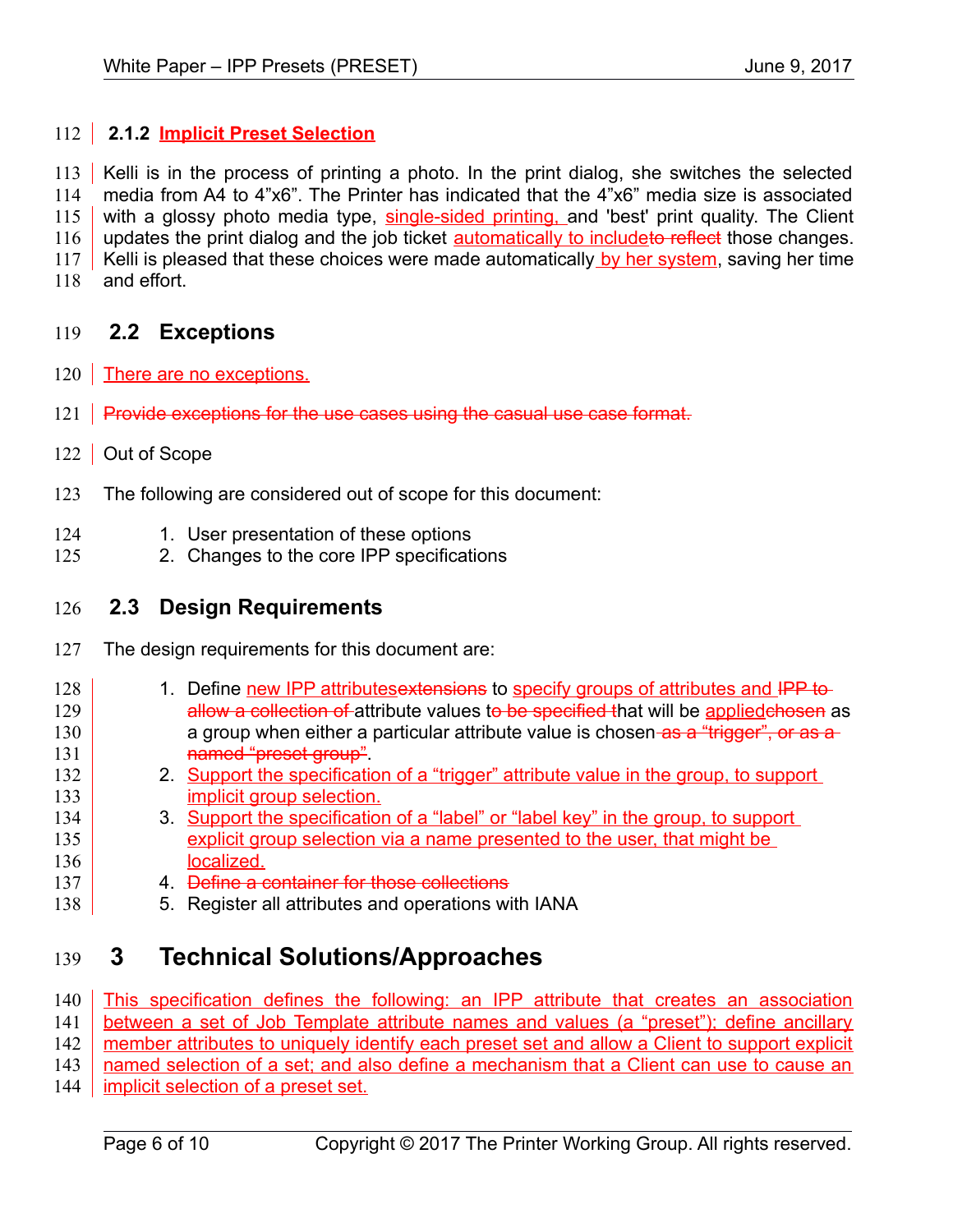### 2.1.2 Implicit Preset Selection

Kelli is in the process of printing a photo. In the print dialog, she switches the selected media from A4 to 4"x6". The Printer has indicated that the 4"x6" media size is associated with a glossy photo media type, single-sided printing, and 'best' print quality. The Client updates the print dialog and the job ticket automatically to include~~to reflect~~ those changes. Kelli is pleased that these choices were made automatically by her system, saving her time and effort.

## 2.2 Exceptions

There are no exceptions.

~~Provide exceptions for the use cases using the casual use case format.~~

Out of Scope

The following are considered out of scope for this document:

1. User presentation of these options
2. Changes to the core IPP specifications

## 2.3 Design Requirements

The design requirements for this document are:

1. Define new IPP attributes~~extensions~~ to specify groups of attributes and ~~IPP to allow a collection of~~ attribute values t~~o be specified t~~hat will be applied~~chosen~~ as a group when either a particular attribute value is chosen~~ as a "trigger", or as a named "preset group"~~.
2. Support the specification of a "trigger" attribute value in the group, to support implicit group selection.
3. Support the specification of a "label" or "label key" in the group, to support explicit group selection via a name presented to the user, that might be localized.
4. ~~Define a container for those collections~~
5. Register all attributes and operations with IANA

# 3 Technical Solutions/Approaches

This specification defines the following: an IPP attribute that creates an association between a set of Job Template attribute names and values (a "preset"); define ancillary member attributes to uniquely identify each preset set and allow a Client to support explicit named selection of a set; and also define a mechanism that a Client can use to cause an implicit selection of a preset set.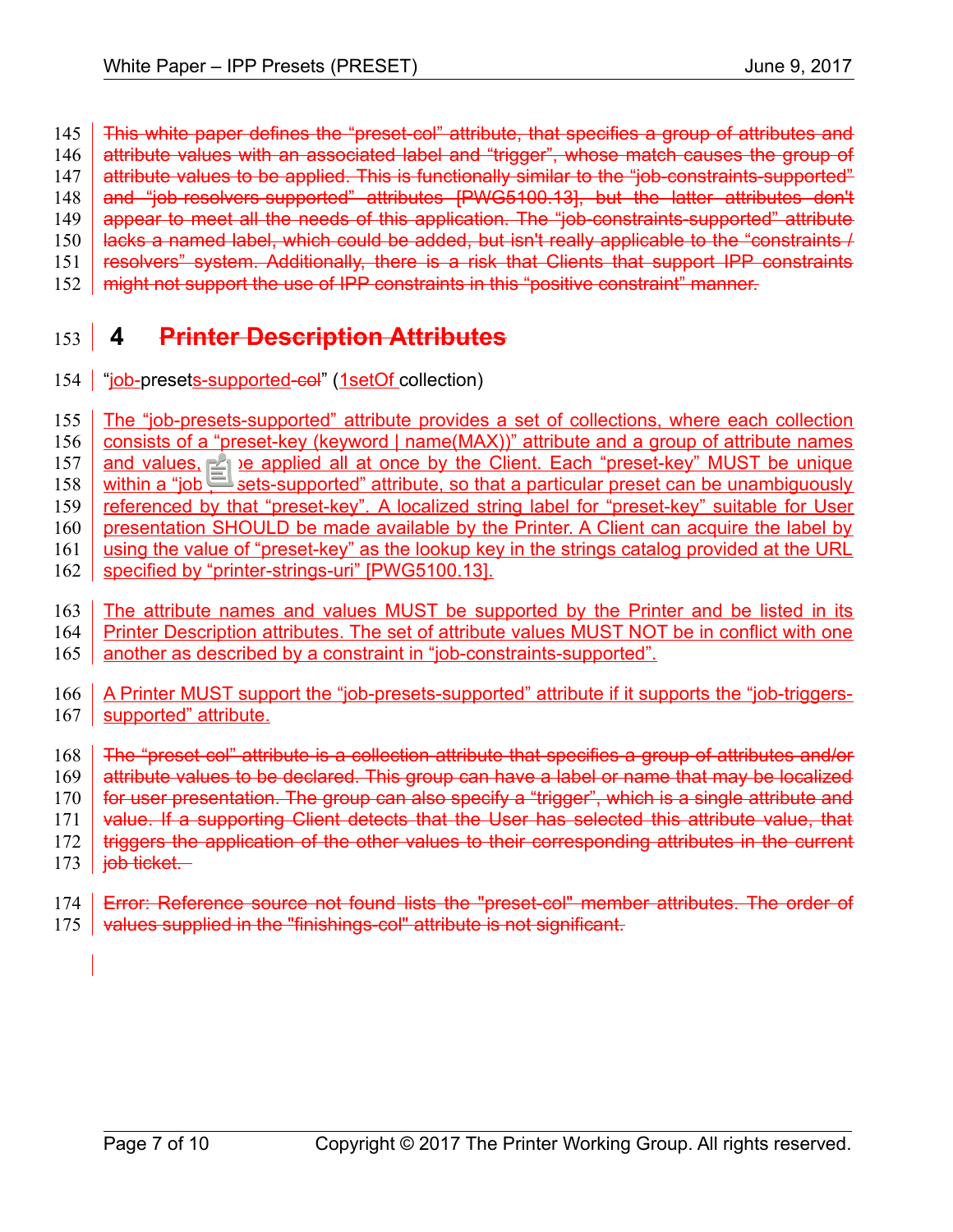~~This white paper defines the “preset-col” attribute, that specifies a group of attributes and attribute values with an associated label and “trigger”, whose match causes the group of attribute values to be applied. This is functionally similar to the “job-constraints-supported” and “job-resolvers-supported” attributes [PWG5100.13], but the latter attributes don't appear to meet all the needs of this application. The “job-constraints-supported” attribute lacks a named label, which could be added, but isn't really applicable to the “constraints / resolvers” system. Additionally, there is a risk that Clients that support IPP constraints might not support the use of IPP constraints in this “positive constraint” manner.~~

# 4 Printer Description Attributes

“job-presets-supported~~-col~~” (1setOf collection)

The “job-presets-supported” attribute provides a set of collections, where each collection consists of a “preset-key (keyword | name(MAX))” attribute and a group of attribute names and values, to be applied all at once by the Client. Each “preset-key” MUST be unique within a “job-presets-supported” attribute, so that a particular preset can be unambiguously referenced by that “preset-key”. A localized string label for “preset-key” suitable for User presentation SHOULD be made available by the Printer. A Client can acquire the label by using the value of “preset-key” as the lookup key in the strings catalog provided at the URL specified by “printer-strings-uri” [PWG5100.13].

The attribute names and values MUST be supported by the Printer and be listed in its Printer Description attributes. The set of attribute values MUST NOT be in conflict with one another as described by a constraint in “job-constraints-supported”.

A Printer MUST support the “job-presets-supported” attribute if it supports the “job-triggers-supported” attribute.

~~The “preset-col” attribute is a collection attribute that specifies a group of attributes and/or attribute values to be declared. This group can have a label or name that may be localized for user presentation. The group can also specify a “trigger”, which is a single attribute and value. If a supporting Client detects that the User has selected this attribute value, that triggers the application of the other values to their corresponding attributes in the current job ticket.~~

~~Error: Reference source not found lists the "preset-col" member attributes. The order of values supplied in the "finishings-col" attribute is not significant.~~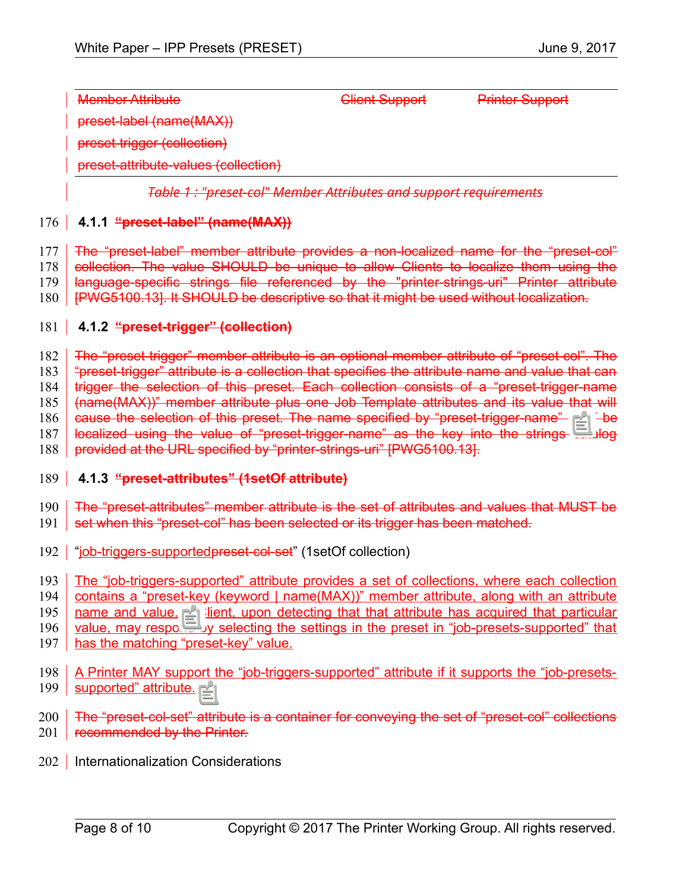| Member Attribute | Client Support | Printer Support |
| --- | --- | --- |
| preset-label (name(MAX)) | | |
| preset-trigger (collection) | | |
| preset-attribute-values (collection) | | |

*Table 1 : "preset-col" Member Attributes and support requirements*

### 4.1.1 "preset-label" (name(MAX))

The "preset-label" member attribute provides a non-localized name for the "preset-col" collection. The value SHOULD be unique to allow Clients to localize them using the language-specific strings file referenced by the "printer-strings-uri" Printer attribute [PWG5100.13]. It SHOULD be descriptive so that it might be used without localization.

### 4.1.2 "preset-trigger" (collection)

The "preset-trigger" member attribute is an optional member attribute of "preset-col". The "preset-trigger" attribute is a collection that specifies the attribute name and value that can trigger the selection of this preset. Each collection consists of a "preset-trigger-name (name(MAX))" member attribute plus one Job Template attributes and its value that will cause the selection of this preset. The name specified by "preset-trigger-name" can be localized using the value of "preset-trigger-name" as the key into the strings catalog provided at the URL specified by "printer-strings-uri" [PWG5100.13].

### 4.1.3 "preset-attributes" (1setOf attribute)

The "preset-attributes" member attribute is the set of attributes and values that MUST be set when this "preset-col" has been selected or its trigger has been matched.

"job-triggers-supportedpreset-col-set" (1setOf collection)

The "job-triggers-supported" attribute provides a set of collections, where each collection contains a "preset-key (keyword | name(MAX))" member attribute, along with an attribute name and value. A Client, upon detecting that that attribute has acquired that particular value, may respond by selecting the settings in the preset in "job-presets-supported" that has the matching "preset-key" value.

A Printer MAY support the "job-triggers-supported" attribute if it supports the "job-presets-supported" attribute.

The "preset-col-set" attribute is a container for conveying the set of "preset-col" collections recommended by the Printer.

Internationalization Considerations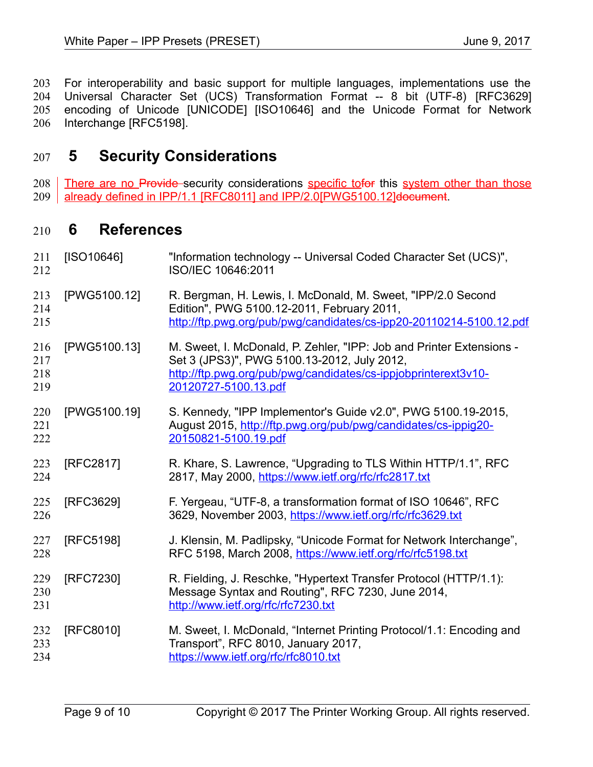For interoperability and basic support for multiple languages, implementations use the Universal Character Set (UCS) Transformation Format -- 8 bit (UTF-8) [RFC3629] encoding of Unicode [UNICODE] [ISO10646] and the Unicode Format for Network Interchange [RFC5198].

# 5 Security Considerations

There are no ~~Provide~~ security considerations specific to~~for~~ this system other than those already defined in IPP/1.1 [RFC8011] and IPP/2.0[PWG5100.12]~~document~~.

# 6 References

[ISO10646] "Information technology -- Universal Coded Character Set (UCS)", ISO/IEC 10646:2011

[PWG5100.12] R. Bergman, H. Lewis, I. McDonald, M. Sweet, "IPP/2.0 Second Edition", PWG 5100.12-2011, February 2011, http://ftp.pwg.org/pub/pwg/candidates/cs-ipp20-20110214-5100.12.pdf

[PWG5100.13] M. Sweet, I. McDonald, P. Zehler, "IPP: Job and Printer Extensions - Set 3 (JPS3)", PWG 5100.13-2012, July 2012, http://ftp.pwg.org/pub/pwg/candidates/cs-ippjobprinterext3v10-20120727-5100.13.pdf

[PWG5100.19] S. Kennedy, "IPP Implementor's Guide v2.0", PWG 5100.19-2015, August 2015, http://ftp.pwg.org/pub/pwg/candidates/cs-ippig20-20150821-5100.19.pdf

[RFC2817] R. Khare, S. Lawrence, "Upgrading to TLS Within HTTP/1.1", RFC 2817, May 2000, https://www.ietf.org/rfc/rfc2817.txt

[RFC3629] F. Yergeau, "UTF-8, a transformation format of ISO 10646", RFC 3629, November 2003, https://www.ietf.org/rfc/rfc3629.txt

[RFC5198] J. Klensin, M. Padlipsky, "Unicode Format for Network Interchange", RFC 5198, March 2008, https://www.ietf.org/rfc/rfc5198.txt

[RFC7230] R. Fielding, J. Reschke, "Hypertext Transfer Protocol (HTTP/1.1): Message Syntax and Routing", RFC 7230, June 2014, http://www.ietf.org/rfc/rfc7230.txt

[RFC8010] M. Sweet, I. McDonald, "Internet Printing Protocol/1.1: Encoding and Transport", RFC 8010, January 2017, https://www.ietf.org/rfc/rfc8010.txt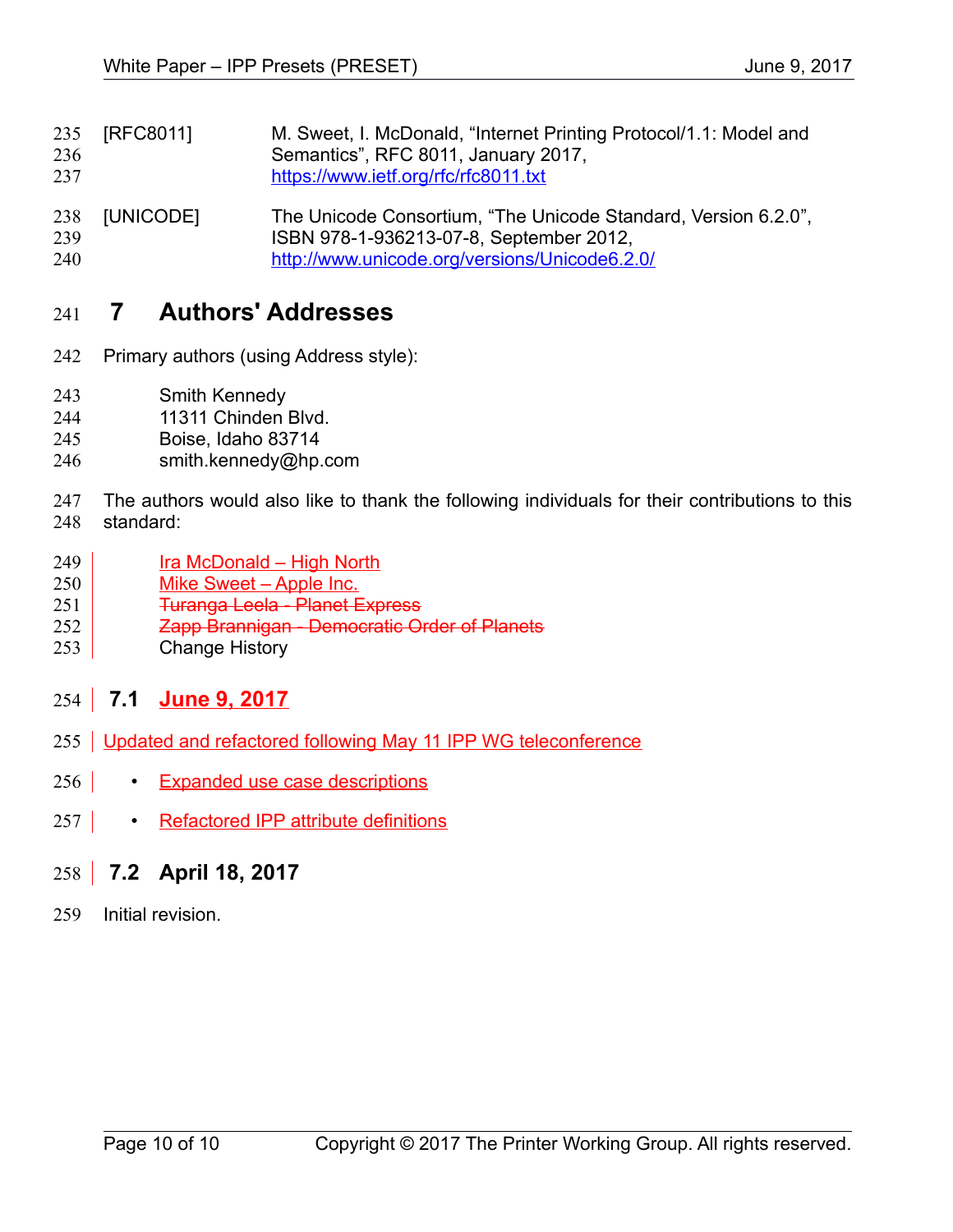[RFC8011] M. Sweet, I. McDonald, “Internet Printing Protocol/1.1: Model and Semantics”, RFC 8011, January 2017, https://www.ietf.org/rfc/rfc8011.txt

[UNICODE] The Unicode Consortium, “The Unicode Standard, Version 6.2.0”, ISBN 978-1-936213-07-8, September 2012, http://www.unicode.org/versions/Unicode6.2.0/

# 7 Authors' Addresses

Primary authors (using Address style):

Smith Kennedy
11311 Chinden Blvd.
Boise, Idaho 83714
smith.kennedy@hp.com

The authors would also like to thank the following individuals for their contributions to this standard:

Ira McDonald – High North
Mike Sweet – Apple Inc.
~~Turanga Leela - Planet Express~~
~~Zapp Brannigan - Democratic Order of Planets~~
Change History

## 7.1 June 9, 2017

Updated and refactored following May 11 IPP WG teleconference

- Expanded use case descriptions
- Refactored IPP attribute definitions

## 7.2 April 18, 2017

Initial revision.